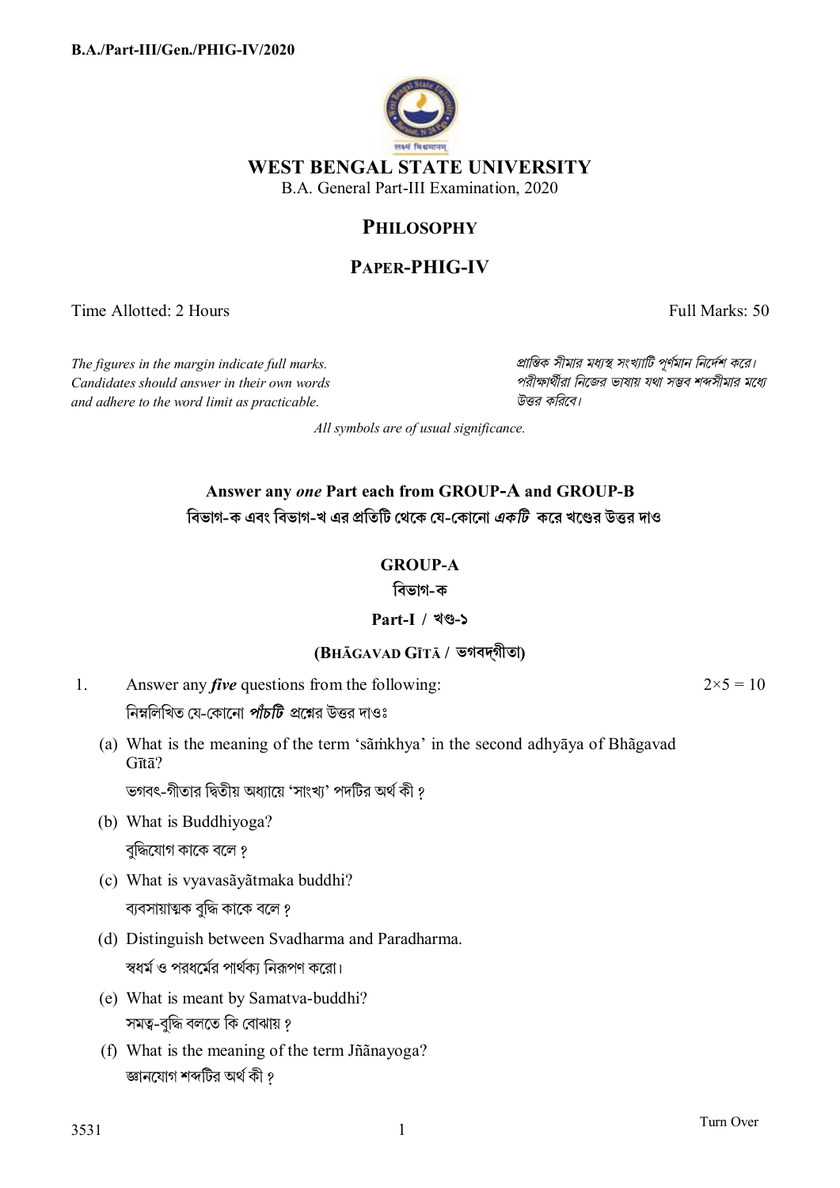**B.A./Part-III/Gen./PHIG-IV/2020**

# WEST BENGAL STATE UNIVERSITY

B.A. General Part-III Examination, 2020

## PHILOSOPHY

## PAPER-PHIG-IV

Time Allotted: 2 Hours | Full Marks: 50

*The figures in the margin indicate full marks. Candidates should answer in their own words and adhere to the word limit as practicable.*

*প্রান্তিক সীমার মধ্যস্থ সংখ্যাটি পূর্ণমান নির্দেশ করে। পরীক্ষার্থীরা নিজের ভাষায় যথা সম্ভব শব্দসীমার মধ্যে উত্তর করিবে।*

*All symbols are of usual significance.*

### Answer any *one* Part each from GROUP-A and GROUP-B

### বিভাগ-ক এবং বিভাগ-খ এর প্রতিটি থেকে যে-কোনো *একটি* করে খণ্ডের উত্তর দাও

### GROUP-A
### বিভাগ-ক

### Part-I / খণ্ড-১

### (BHĀGAVAD GĪTĀ / ভগবদ্গীতা)

1. Answer any ***five*** questions from the following: $2\times5 = 10$

   নিম্নলিখিত যে-কোনো ***পাঁচটি*** প্রশ্নের উত্তর দাওঃ

   (a) What is the meaning of the term 'sāṁkhya' in the second adhyāya of Bhãgavad Gītā?

   ভগবৎ-গীতার দ্বিতীয় অধ্যায়ে 'সাংখ্য' পদটির অর্থ কী?

   (b) What is Buddhiyoga?

   বুদ্ধিযোগ কাকে বলে?

   (c) What is vyavasãyãtmaka buddhi?

   ব্যবসায়াত্মক বুদ্ধি কাকে বলে?

   (d) Distinguish between Svadharma and Paradharma.

   স্বধর্ম ও পরধর্মের পার্থক্য নিরূপণ করো।

   (e) What is meant by Samatva-buddhi?

   সমত্ব-বুদ্ধি বলতে কি বোঝায়?

   (f) What is the meaning of the term Jñãnayoga?

   জ্ঞানযোগ শব্দটির অর্থ কী?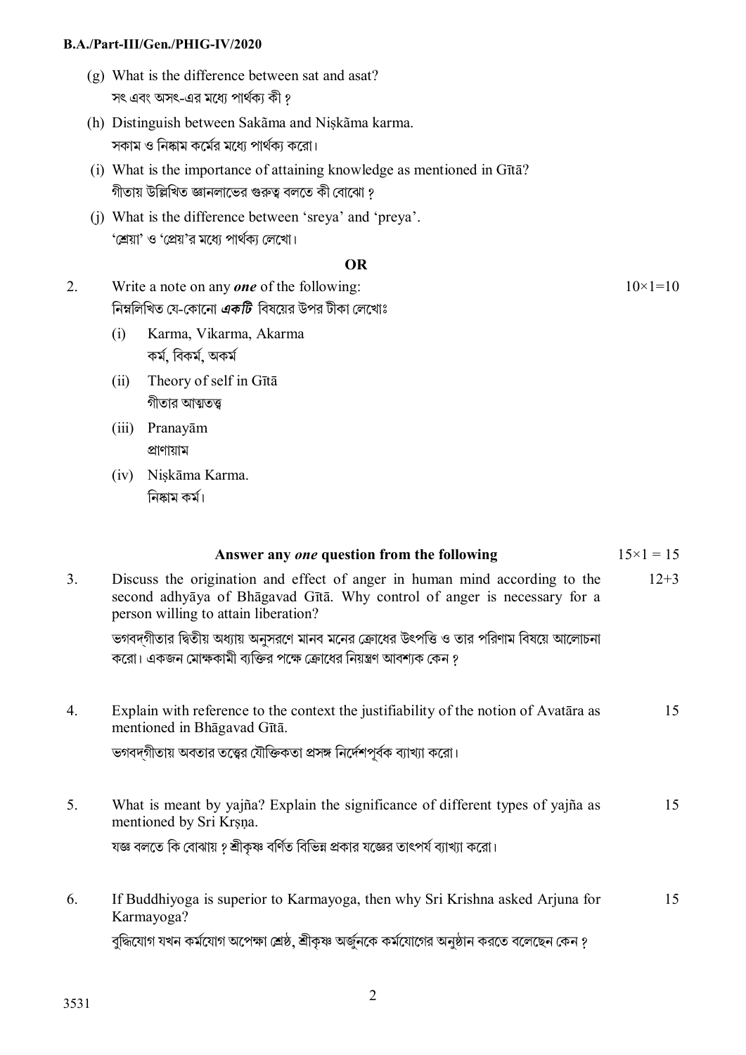(g) What is the difference between sat and asat?
সৎ এবং অসৎ-এর মধ্যে পার্থক্য কী?

(h) Distinguish between Sakãma and Niṣkãma karma.
সকাম ও নিষ্কাম কর্মের মধ্যে পার্থক্য করো।

(i) What is the importance of attaining knowledge as mentioned in Gītā?
গীতায় উল্লিখিত জ্ঞানলাভের গুরুত্ব বলতে কী বোঝো?

(j) What is the difference between 'sreya' and 'preya'.
'শ্রেয়া' ও 'প্রেয়'র মধ্যে পার্থক্য লেখো।

**OR**

2. Write a note on any ***one*** of the following: 10×1=10
নিম্নলিখিত যে-কোনো ***একটি*** বিষয়ের উপর টীকা লেখোঃ

(i) Karma, Vikarma, Akarma
কর্ম, বিকর্ম, অকর্ম

(ii) Theory of self in Gītā
গীতার আত্মতত্ত্ব

(iii) Pranayām
প্রাণায়াম

(iv) Niṣkāma Karma.
নিষ্কাম কর্ম।

**Answer any *one* question from the following** 15×1 = 15

3. Discuss the origination and effect of anger in human mind according to the second adhyāya of Bhāgavad Gītā. Why control of anger is necessary for a person willing to attain liberation? 12+3

ভগবদ্গীতার দ্বিতীয় অধ্যায় অনুসরণে মানব মনের ক্রোধের উৎপত্তি ও তার পরিণাম বিষয়ে আলোচনা করো। একজন মোক্ষকামী ব্যক্তির পক্ষে ক্রোধের নিয়ন্ত্রণ আবশ্যক কেন?

4. Explain with reference to the context the justifiability of the notion of Avatāra as mentioned in Bhāgavad Gītā. 15

ভগবদ্গীতায় অবতার তত্ত্বের যৌক্তিকতা প্রসঙ্গ নির্দেশপূর্বক ব্যাখ্যা করো।

5. What is meant by yajña? Explain the significance of different types of yajña as mentioned by Sri Krṣṇa. 15

যজ্ঞ বলতে কি বোঝায়? শ্রীকৃষ্ণ বর্ণিত বিভিন্ন প্রকার যজ্ঞের তাৎপর্য ব্যাখ্যা করো।

6. If Buddhiyoga is superior to Karmayoga, then why Sri Krishna asked Arjuna for Karmayoga? 15

বুদ্ধিযোগ যখন কর্মযোগ অপেক্ষা শ্রেষ্ঠ, শ্রীকৃষ্ণ অর্জুনকে কর্মযোগের অনুষ্ঠান করতে বলেছেন কেন?

3531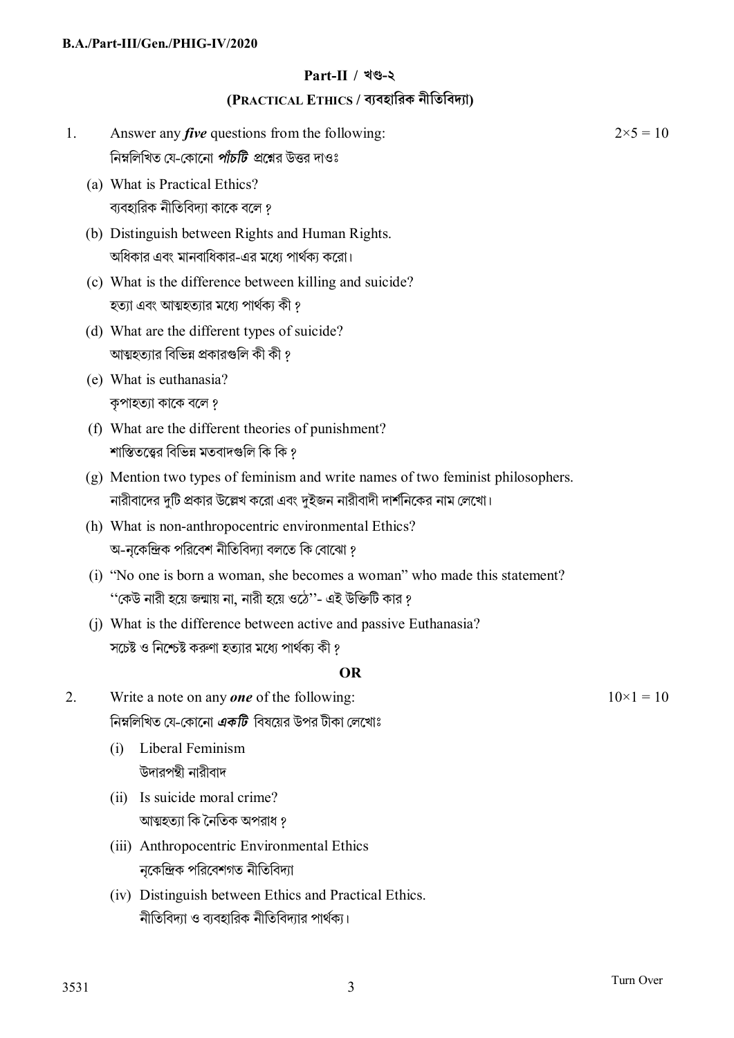## Part-II / খণ্ড-২

### (PRACTICAL ETHICS / ব্যবহারিক নীতিবিদ্যা)

1. Answer any ***five*** questions from the following: $2\times5 = 10$

   নিম্নলিখিত যে-কোনো ***পাঁচটি*** প্রশ্নের উত্তর দাওঃ

   (a) What is Practical Ethics?
   ব্যবহারিক নীতিবিদ্যা কাকে বলে ?

   (b) Distinguish between Rights and Human Rights.
   অধিকার এবং মানবাধিকার-এর মধ্যে পার্থক্য করো।

   (c) What is the difference between killing and suicide?
   হত্যা এবং আত্মহত্যার মধ্যে পার্থক্য কী ?

   (d) What are the different types of suicide?
   আত্মহত্যার বিভিন্ন প্রকারগুলি কী কী ?

   (e) What is euthanasia?
   কৃপাহত্যা কাকে বলে ?

   (f) What are the different theories of punishment?
   শাস্তিতত্ত্বের বিভিন্ন মতবাদগুলি কি কি ?

   (g) Mention two types of feminism and write names of two feminist philosophers.
   নারীবাদের দুটি প্রকার উল্লেখ করো এবং দুইজন নারীবাদী দার্শনিকের নাম লেখো।

   (h) What is non-anthropocentric environmental Ethics?
   অ-নৃকেন্দ্রিক পরিবেশ নীতিবিদ্যা বলতে কি বোঝো ?

   (i) "No one is born a woman, she becomes a woman" who made this statement?
   ''কেউ নারী হয়ে জন্মায় না, নারী হয়ে ওঠে''- এই উক্তিটি কার ?

   (j) What is the difference between active and passive Euthanasia?
   সচেষ্ট ও নিশ্চেষ্ট করুণা হত্যার মধ্যে পার্থক্য কী ?

**OR**

2. Write a note on any ***one*** of the following: $10\times1 = 10$

   নিম্নলিখিত যে-কোনো ***একটি*** বিষয়ের উপর টীকা লেখোঃ

   (i) Liberal Feminism
   উদারপন্থী নারীবাদ

   (ii) Is suicide moral crime?
   আত্মহত্যা কি নৈতিক অপরাধ ?

   (iii) Anthropocentric Environmental Ethics
   নৃকেন্দ্রিক পরিবেশগত নীতিবিদ্যা

   (iv) Distinguish between Ethics and Practical Ethics.
   নীতিবিদ্যা ও ব্যবহারিক নীতিবিদ্যার পার্থক্য।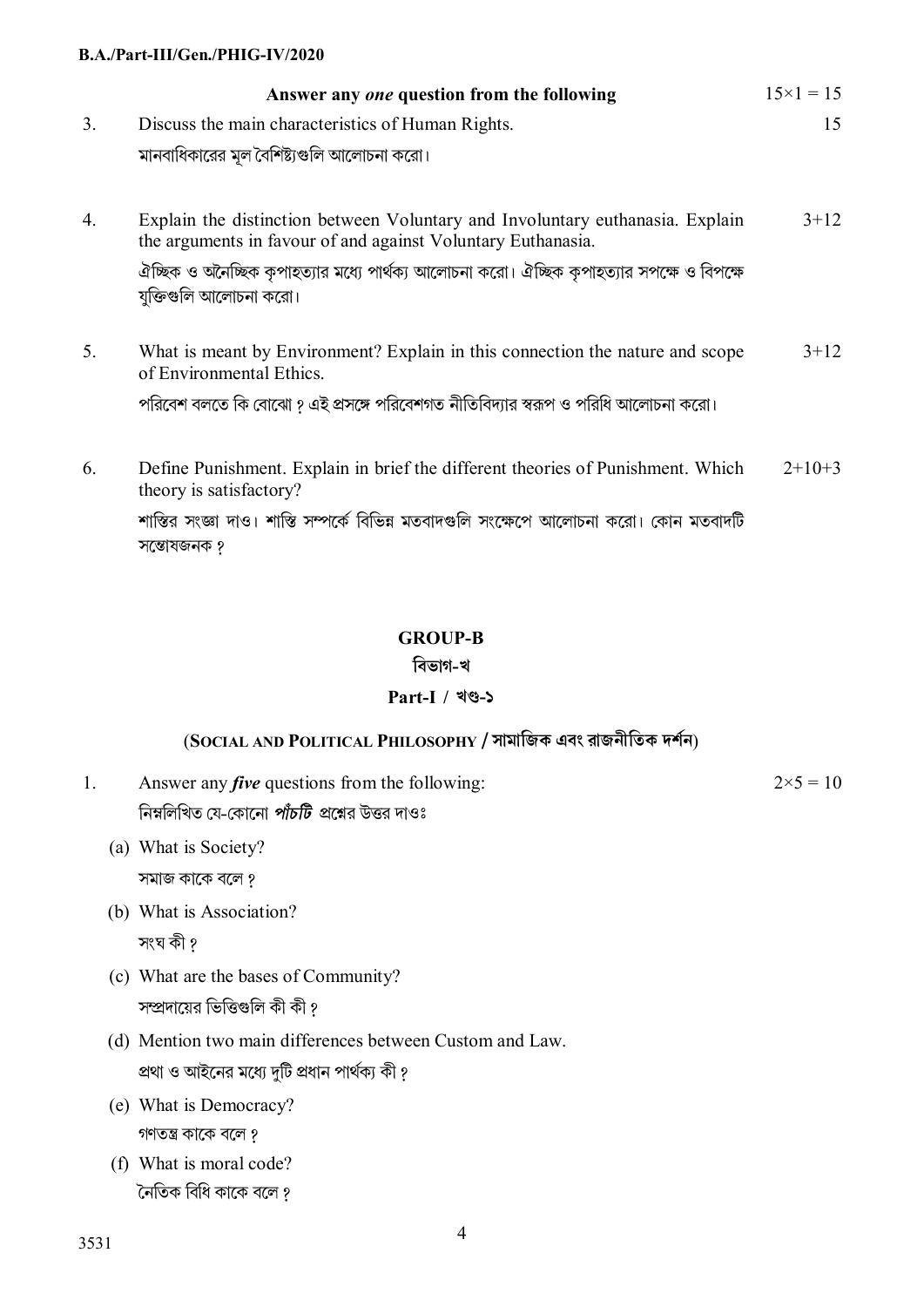**Answer any *one* question from the following** $15 \times 1 = 15$

3. Discuss the main characteristics of Human Rights. 15

   মানবাধিকারের মূল বৈশিষ্ট্যগুলি আলোচনা করো।

4. Explain the distinction between Voluntary and Involuntary euthanasia. Explain the arguments in favour of and against Voluntary Euthanasia. 3+12

   ঐচ্ছিক ও অনৈচ্ছিক কৃপাহত্যার মধ্যে পার্থক্য আলোচনা করো। ঐচ্ছিক কৃপাহত্যার সপক্ষে ও বিপক্ষে যুক্তিগুলি আলোচনা করো।

5. What is meant by Environment? Explain in this connection the nature and scope of Environmental Ethics. 3+12

   পরিবেশ বলতে কি বোঝো ? এই প্রসঙ্গে পরিবেশগত নীতিবিদ্যার স্বরূপ ও পরিধি আলোচনা করো।

6. Define Punishment. Explain in brief the different theories of Punishment. Which theory is satisfactory? 2+10+3

   শাস্তির সংজ্ঞা দাও। শাস্তি সম্পর্কে বিভিন্ন মতবাদগুলি সংক্ষেপে আলোচনা করো। কোন মতবাদটি সন্তোষজনক ?

## GROUP-B
## বিভাগ-খ
### Part-I / খণ্ড-১
### (SOCIAL AND POLITICAL PHILOSOPHY / সামাজিক এবং রাজনীতিক দর্শন)

1. Answer any ***five*** questions from the following: $2 \times 5 = 10$

   নিম্নলিখিত যে-কোনো ***পাঁচটি*** প্রশ্নের উত্তর দাওঃ

   (a) What is Society?

   সমাজ কাকে বলে ?

   (b) What is Association?

   সংঘ কী ?

   (c) What are the bases of Community?

   সম্প্রদায়ের ভিত্তিগুলি কী কী ?

   (d) Mention two main differences between Custom and Law.

   প্রথা ও আইনের মধ্যে দুটি প্রধান পার্থক্য কী ?

   (e) What is Democracy?

   গণতন্ত্র কাকে বলে ?

   (f) What is moral code?

   নৈতিক বিধি কাকে বলে ?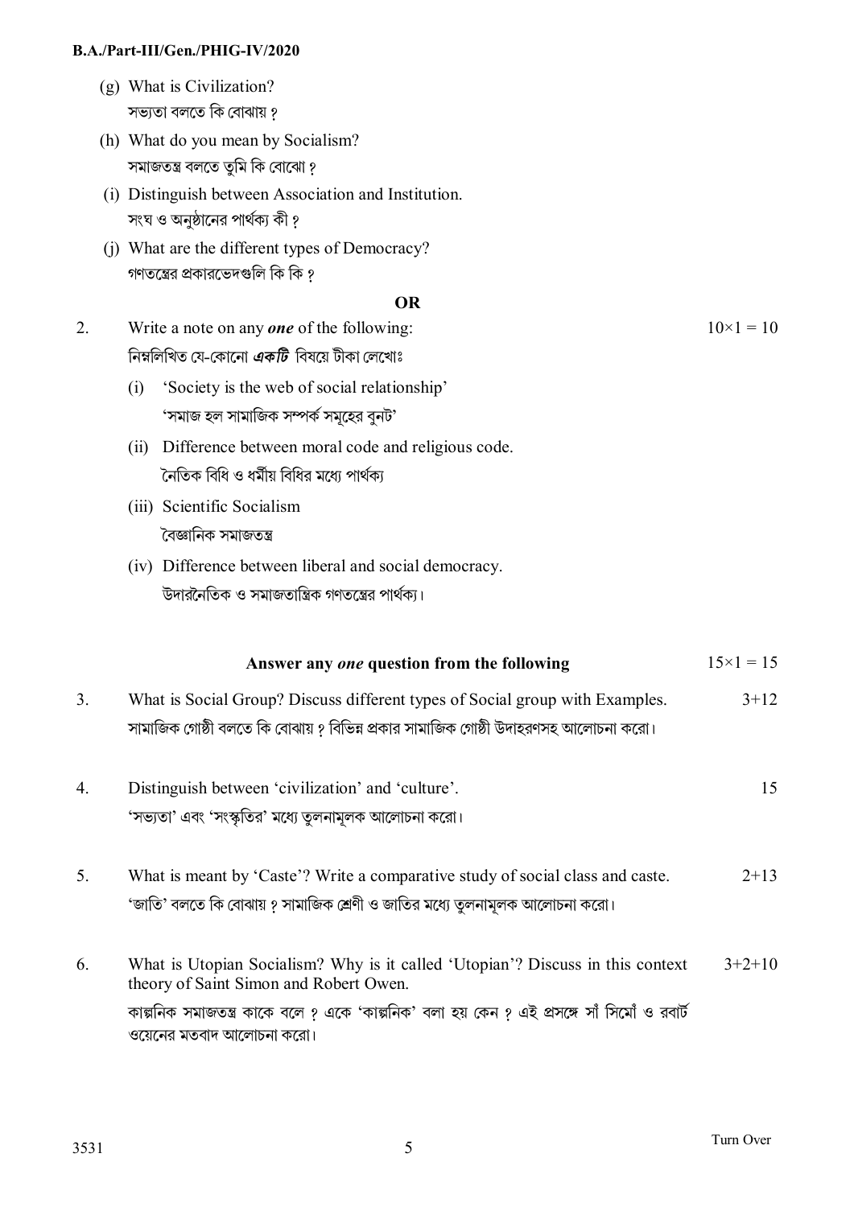(g) What is Civilization?
সভ্যতা বলতে কি বোঝায় ?

(h) What do you mean by Socialism?
সমাজতন্ত্র বলতে তুমি কি বোঝো ?

(i) Distinguish between Association and Institution.
সংঘ ও অনুষ্ঠানের পার্থক্য কী ?

(j) What are the different types of Democracy?
গণতন্ত্রের প্রকারভেদগুলি কি কি ?

**OR**

2. Write a note on any ***one*** of the following: $10\times1 = 10$
নিম্নলিখিত যে-কোনো ***একটি*** বিষয়ে টীকা লেখোঃ

(i) 'Society is the web of social relationship'
'সমাজ হল সামাজিক সম্পর্ক সমূহের বুনট'

(ii) Difference between moral code and religious code.
নৈতিক বিধি ও ধর্মীয় বিধির মধ্যে পার্থক্য

(iii) Scientific Socialism
বৈজ্ঞানিক সমাজতন্ত্র

(iv) Difference between liberal and social democracy.
উদারনৈতিক ও সমাজতান্ত্রিক গণতন্ত্রের পার্থক্য।

**Answer any *one* question from the following** $15\times1 = 15$

3. What is Social Group? Discuss different types of Social group with Examples. 3+12
সামাজিক গোষ্ঠী বলতে কি বোঝায় ? বিভিন্ন প্রকার সামাজিক গোষ্ঠী উদাহরণসহ আলোচনা করো।

4. Distinguish between 'civilization' and 'culture'. 15
'সভ্যতা' এবং 'সংস্কৃতির' মধ্যে তুলনামূলক আলোচনা করো।

5. What is meant by 'Caste'? Write a comparative study of social class and caste. 2+13
'জাতি' বলতে কি বোঝায় ? সামাজিক শ্রেণী ও জাতির মধ্যে তুলনামূলক আলোচনা করো।

6. What is Utopian Socialism? Why is it called 'Utopian'? Discuss in this context theory of Saint Simon and Robert Owen. 3+2+10
কাল্পনিক সমাজতন্ত্র কাকে বলে ? একে 'কাল্পনিক' বলা হয় কেন ? এই প্রসঙ্গে সাঁ সিমোঁ ও রবার্ট ওয়েনের মতবাদ আলোচনা করো।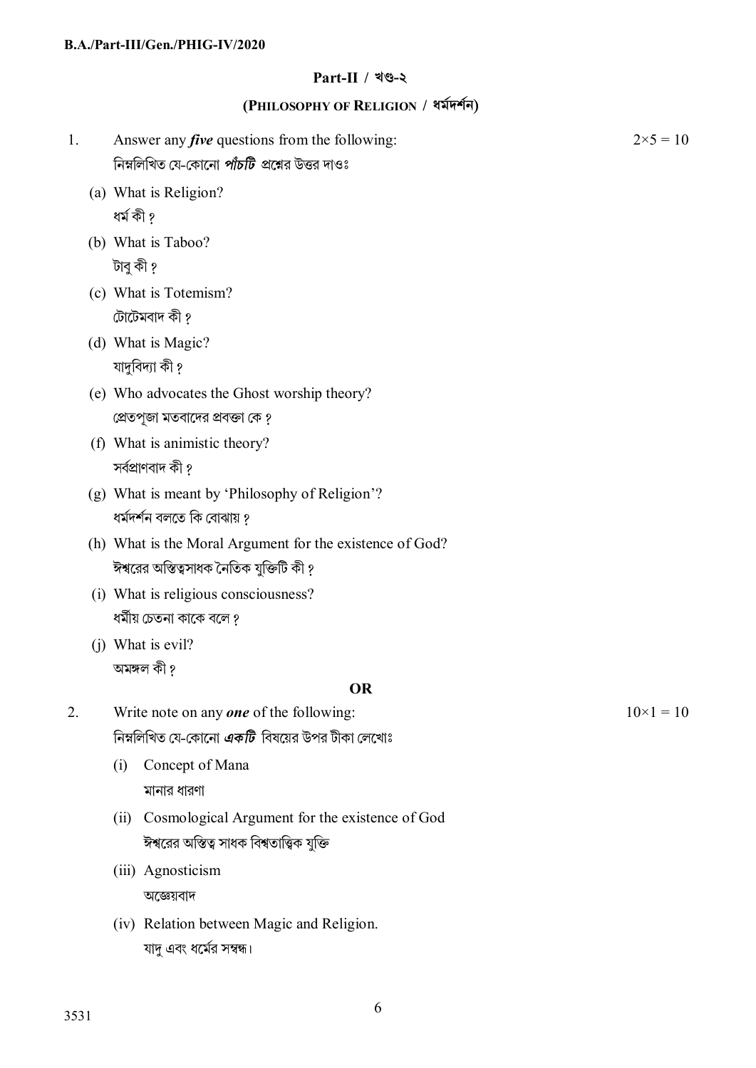## Part-II / খণ্ড-২

### (PHILOSOPHY OF RELIGION / ধর্মদর্শন)

1. Answer any ***five*** questions from the following: $2 \times 5 = 10$

   নিম্নলিখিত যে-কোনো ***পাঁচটি*** প্রশ্নের উত্তর দাওঃ

   (a) What is Religion?
   ধর্ম কী ?

   (b) What is Taboo?
   টাবু কী ?

   (c) What is Totemism?
   টোটেমবাদ কী ?

   (d) What is Magic?
   যাদুবিদ্যা কী ?

   (e) Who advocates the Ghost worship theory?
   প্রেতপূজা মতবাদের প্রবক্তা কে ?

   (f) What is animistic theory?
   সর্বপ্রাণবাদ কী ?

   (g) What is meant by 'Philosophy of Religion'?
   ধর্মদর্শন বলতে কি বোঝায় ?

   (h) What is the Moral Argument for the existence of God?
   ঈশ্বরের অস্তিত্বসাধক নৈতিক যুক্তিটি কী ?

   (i) What is religious consciousness?
   ধর্মীয় চেতনা কাকে বলে ?

   (j) What is evil?
   অমঙ্গল কী ?

**OR**

2. Write note on any ***one*** of the following: $10 \times 1 = 10$

   নিম্নলিখিত যে-কোনো ***একটি*** বিষয়ের উপর টীকা লেখোঃ

   (i) Concept of Mana
   মানার ধারণা

   (ii) Cosmological Argument for the existence of God
   ঈশ্বরের অস্তিত্ব সাধক বিশ্বতাত্ত্বিক যুক্তি

   (iii) Agnosticism
   অজ্ঞেয়বাদ

   (iv) Relation between Magic and Religion.
   যাদু এবং ধর্মের সম্বন্ধ।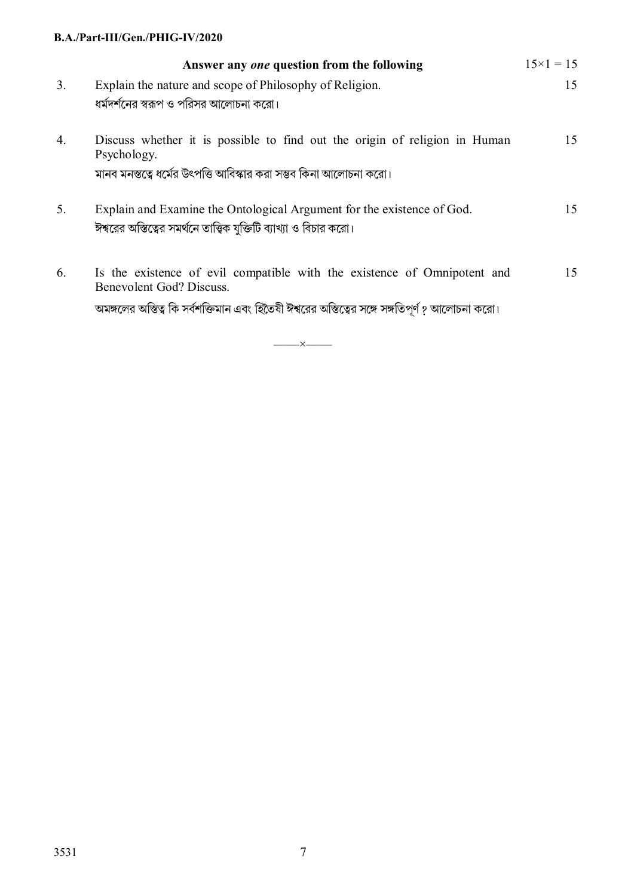**Answer any *one* question from the following** $15 \times 1 = 15$

3. Explain the nature and scope of Philosophy of Religion. 15

   ধর্মদর্শনের স্বরূপ ও পরিসর আলোচনা করো।

4. Discuss whether it is possible to find out the origin of religion in Human Psychology. 15

   মানব মনস্তত্ত্বে ধর্মের উৎপত্তি আবিস্কার করা সম্ভব কিনা আলোচনা করো।

5. Explain and Examine the Ontological Argument for the existence of God. 15

   ঈশ্বরের অস্তিত্বের সমর্থনে তাত্ত্বিক যুক্তিটি ব্যাখ্যা ও বিচার করো।

6. Is the existence of evil compatible with the existence of Omnipotent and Benevolent God? Discuss. 15

   অমঙ্গলের অস্তিত্ব কি সর্বশক্তিমান এবং হিতৈষী ঈশ্বরের অস্তিত্বের সঙ্গে সঙ্গতিপূর্ণ? আলোচনা করো।

——×——